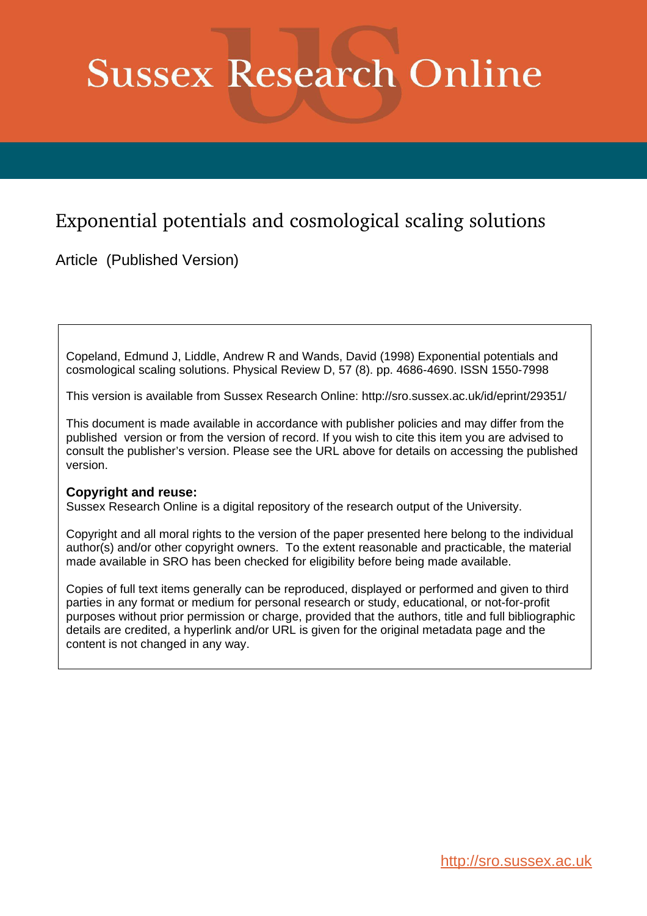# Sussex Research Online

## Exponential potentials and cosmological scaling solutions

Article (Published Version)

Copeland, Edmund J, Liddle, Andrew R and Wands, David (1998) Exponential potentials and cosmological scaling solutions. Physical Review D, 57 (8). pp. 4686-4690. ISSN 1550-7998

This version is available from Sussex Research Online: http://sro.sussex.ac.uk/id/eprint/29351/

This document is made available in accordance with publisher policies and may differ from the published version or from the version of record. If you wish to cite this item you are advised to consult the publisher's version. Please see the URL above for details on accessing the published version.

**Copyright and reuse:**
Sussex Research Online is a digital repository of the research output of the University.

Copyright and all moral rights to the version of the paper presented here belong to the individual author(s) and/or other copyright owners. To the extent reasonable and practicable, the material made available in SRO has been checked for eligibility before being made available.

Copies of full text items generally can be reproduced, displayed or performed and given to third parties in any format or medium for personal research or study, educational, or not-for-profit purposes without prior permission or charge, provided that the authors, title and full bibliographic details are credited, a hyperlink and/or URL is given for the original metadata page and the content is not changed in any way.

http://sro.sussex.ac.uk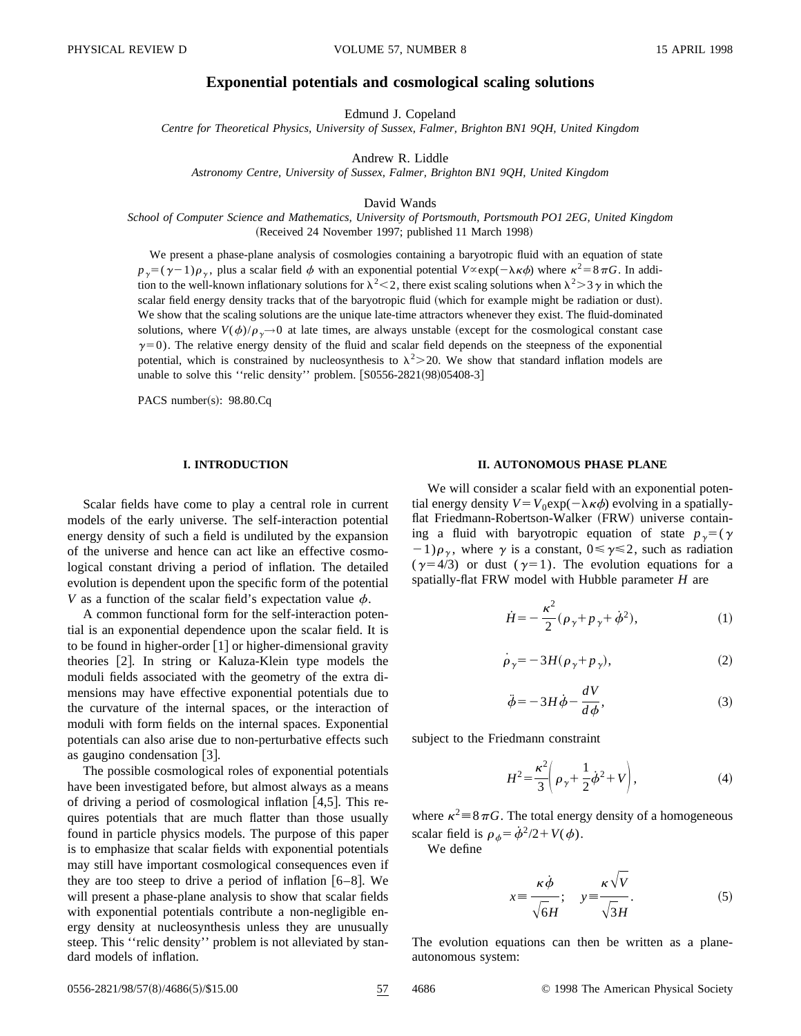# Exponential potentials and cosmological scaling solutions

Edmund J. Copeland

*Centre for Theoretical Physics, University of Sussex, Falmer, Brighton BN1 9QH, United Kingdom*

Andrew R. Liddle

*Astronomy Centre, University of Sussex, Falmer, Brighton BN1 9QH, United Kingdom*

David Wands

*School of Computer Science and Mathematics, University of Portsmouth, Portsmouth PO1 2EG, United Kingdom*

(Received 24 November 1997; published 11 March 1998)

We present a phase-plane analysis of cosmologies containing a baryotropic fluid with an equation of state $p_\gamma = (\gamma - 1)\rho_\gamma$, plus a scalar field $\phi$ with an exponential potential $V \propto \exp(-\lambda\kappa\phi)$ where $\kappa^2 = 8\pi G$. In addition to the well-known inflationary solutions for $\lambda^2 < 2$, there exist scaling solutions when $\lambda^2 > 3\gamma$ in which the scalar field energy density tracks that of the baryotropic fluid (which for example might be radiation or dust). We show that the scaling solutions are the unique late-time attractors whenever they exist. The fluid-dominated solutions, where $V(\phi)/\rho_\gamma \to 0$ at late times, are always unstable (except for the cosmological constant case $\gamma = 0$). The relative energy density of the fluid and scalar field depends on the steepness of the exponential potential, which is constrained by nucleosynthesis to $\lambda^2 > 20$. We show that standard inflation models are unable to solve this ''relic density'' problem. [S0556-2821(98)05408-3]

PACS number(s): 98.80.Cq

## I. INTRODUCTION

Scalar fields have come to play a central role in current models of the early universe. The self-interaction potential energy density of such a field is undiluted by the expansion of the universe and hence can act like an effective cosmological constant driving a period of inflation. The detailed evolution is dependent upon the specific form of the potential $V$ as a function of the scalar field's expectation value $\phi$.

A common functional form for the self-interaction potential is an exponential dependence upon the scalar field. It is to be found in higher-order [1] or higher-dimensional gravity theories [2]. In string or Kaluza-Klein type models the moduli fields associated with the geometry of the extra dimensions may have effective exponential potentials due to the curvature of the internal spaces, or the interaction of moduli with form fields on the internal spaces. Exponential potentials can also arise due to non-perturbative effects such as gaugino condensation [3].

The possible cosmological roles of exponential potentials have been investigated before, but almost always as a means of driving a period of cosmological inflation [4,5]. This requires potentials that are much flatter than those usually found in particle physics models. The purpose of this paper is to emphasize that scalar fields with exponential potentials may still have important cosmological consequences even if they are too steep to drive a period of inflation [6–8]. We will present a phase-plane analysis to show that scalar fields with exponential potentials contribute a non-negligible energy density at nucleosynthesis unless they are unusually steep. This ''relic density'' problem is not alleviated by standard models of inflation.

## II. AUTONOMOUS PHASE PLANE

We will consider a scalar field with an exponential potential energy density $V = V_0 \exp(-\lambda\kappa\phi)$ evolving in a spatially-flat Friedmann-Robertson-Walker (FRW) universe containing a fluid with baryotropic equation of state $p_\gamma = (\gamma - 1)\rho_\gamma$, where $\gamma$ is a constant, $0 \leq \gamma \leq 2$, such as radiation ($\gamma = 4/3$) or dust ($\gamma = 1$). The evolution equations for a spatially-flat FRW model with Hubble parameter $H$ are

$$\dot{H} = -\frac{\kappa^2}{2}(\rho_\gamma + p_\gamma + \dot{\phi}^2), \tag{1}$$

$$\dot{\rho}_\gamma = -3H(\rho_\gamma + p_\gamma), \tag{2}$$

$$\ddot{\phi} = -3H\dot{\phi} - \frac{dV}{d\phi}, \tag{3}$$

subject to the Friedmann constraint

$$H^2 = \frac{\kappa^2}{3}\left(\rho_\gamma + \frac{1}{2}\dot{\phi}^2 + V\right), \tag{4}$$

where $\kappa^2 \equiv 8\pi G$. The total energy density of a homogeneous scalar field is $\rho_\phi = \dot{\phi}^2/2 + V(\phi)$.

We define

$$x \equiv \frac{\kappa\dot{\phi}}{\sqrt{6}H}; \quad y \equiv \frac{\kappa\sqrt{V}}{\sqrt{3}H}. \tag{5}$$

The evolution equations can then be written as a plane-autonomous system: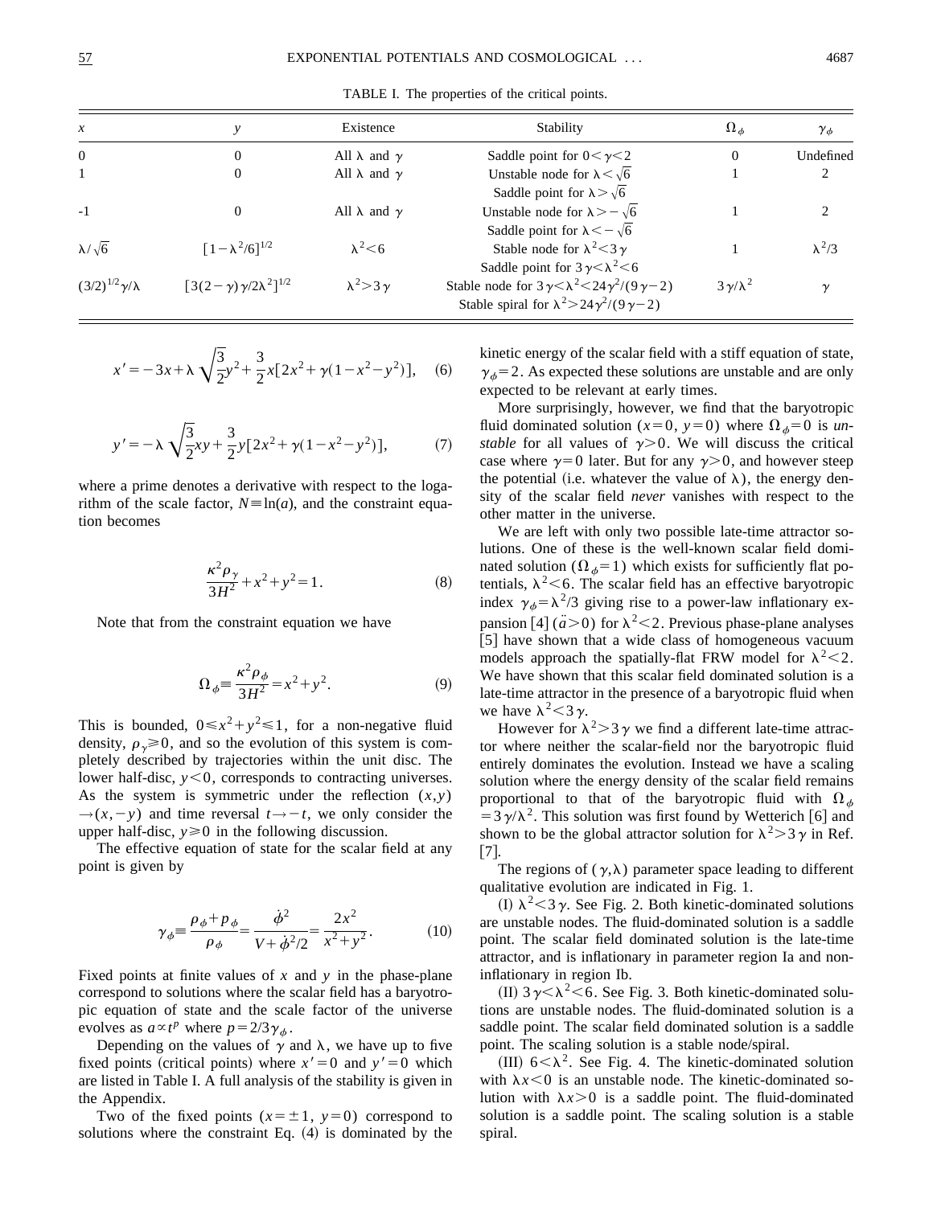TABLE I. The properties of the critical points.

| $x$ | $y$ | Existence | Stability | $\Omega_\phi$ | $\gamma_\phi$ |
|---|---|---|---|---|---|
| 0 | 0 | All $\lambda$ and $\gamma$ | Saddle point for $0<\gamma<2$ | 0 | Undefined |
| 1 | 0 | All $\lambda$ and $\gamma$ | Unstable node for $\lambda<\sqrt{6}$ <br> Saddle point for $\lambda>\sqrt{6}$ | 1 | 2 |
| -1 | 0 | All $\lambda$ and $\gamma$ | Unstable node for $\lambda>-\sqrt{6}$ <br> Saddle point for $\lambda<-\sqrt{6}$ | 1 | 2 |
| $\lambda/\sqrt{6}$ | $[1-\lambda^2/6]^{1/2}$ | $\lambda^2<6$ | Stable node for $\lambda^2<3\gamma$ <br> Saddle point for $3\gamma<\lambda^2<6$ | 1 | $\lambda^2/3$ |
| $(3/2)^{1/2}\gamma/\lambda$ | $[3(2-\gamma)\gamma/2\lambda^2]^{1/2}$ | $\lambda^2>3\gamma$ | Stable node for $3\gamma<\lambda^2<24\gamma^2/(9\gamma-2)$ <br> Stable spiral for $\lambda^2>24\gamma^2/(9\gamma-2)$ | $3\gamma/\lambda^2$ | $\gamma$ |

$$x'=-3x+\lambda\sqrt{\frac{3}{2}}y^2+\frac{3}{2}x[2x^2+\gamma(1-x^2-y^2)],\quad (6)$$

$$y'=-\lambda\sqrt{\frac{3}{2}}xy+\frac{3}{2}y[2x^2+\gamma(1-x^2-y^2)],\quad (7)$$

where a prime denotes a derivative with respect to the logarithm of the scale factor, $N\equiv\ln(a)$, and the constraint equation becomes

$$\frac{\kappa^2\rho_\gamma}{3H^2}+x^2+y^2=1.\quad (8)$$

Note that from the constraint equation we have

$$\Omega_\phi\equiv\frac{\kappa^2\rho_\phi}{3H^2}=x^2+y^2.\quad (9)$$

This is bounded, $0\leqslant x^2+y^2\leqslant 1$, for a non-negative fluid density, $\rho_\gamma\geqslant 0$, and so the evolution of this system is completely described by trajectories within the unit disc. The lower half-disc, $y<0$, corresponds to contracting universes. As the system is symmetric under the reflection $(x,y)\to(x,-y)$ and time reversal $t\to -t$, we only consider the upper half-disc, $y\geqslant 0$ in the following discussion.

The effective equation of state for the scalar field at any point is given by

$$\gamma_\phi\equiv\frac{\rho_\phi+p_\phi}{\rho_\phi}=\frac{\dot{\phi}^2}{V+\dot{\phi}^2/2}=\frac{2x^2}{x^2+y^2}.\quad (10)$$

Fixed points at finite values of $x$ and $y$ in the phase-plane correspond to solutions where the scalar field has a baryotropic equation of state and the scale factor of the universe evolves as $a\propto t^p$ where $p=2/3\gamma_\phi$.

Depending on the values of $\gamma$ and $\lambda$, we have up to five fixed points (critical points) where $x'=0$ and $y'=0$ which are listed in Table I. A full analysis of the stability is given in the Appendix.

Two of the fixed points ($x=\pm 1$, $y=0$) correspond to solutions where the constraint Eq. (4) is dominated by the kinetic energy of the scalar field with a stiff equation of state, $\gamma_\phi=2$. As expected these solutions are unstable and are only expected to be relevant at early times.

More surprisingly, however, we find that the baryotropic fluid dominated solution ($x=0$, $y=0$) where $\Omega_\phi=0$ is *unstable* for all values of $\gamma>0$. We will discuss the critical case where $\gamma=0$ later. But for any $\gamma>0$, and however steep the potential (i.e. whatever the value of $\lambda$), the energy density of the scalar field *never* vanishes with respect to the other matter in the universe.

We are left with only two possible late-time attractor solutions. One of these is the well-known scalar field dominated solution ($\Omega_\phi=1$) which exists for sufficiently flat potentials, $\lambda^2<6$. The scalar field has an effective baryotropic index $\gamma_\phi=\lambda^2/3$ giving rise to a power-law inflationary expansion [4] ($\ddot{a}>0$) for $\lambda^2<2$. Previous phase-plane analyses [5] have shown that a wide class of homogeneous vacuum models approach the spatially-flat FRW model for $\lambda^2<2$. We have shown that this scalar field dominated solution is a late-time attractor in the presence of a baryotropic fluid when we have $\lambda^2<3\gamma$.

However for $\lambda^2>3\gamma$ we find a different late-time attractor where neither the scalar-field nor the baryotropic fluid entirely dominates the evolution. Instead we have a scaling solution where the energy density of the scalar field remains proportional to that of the baryotropic fluid with $\Omega_\phi=3\gamma/\lambda^2$. This solution was first found by Wetterich [6] and shown to be the global attractor solution for $\lambda^2>3\gamma$ in Ref. [7].

The regions of $(\gamma,\lambda)$ parameter space leading to different qualitative evolution are indicated in Fig. 1.

(I) $\lambda^2<3\gamma$. See Fig. 2. Both kinetic-dominated solutions are unstable nodes. The fluid-dominated solution is a saddle point. The scalar field dominated solution is the late-time attractor, and is inflationary in parameter region Ia and non-inflationary in region Ib.

(II) $3\gamma<\lambda^2<6$. See Fig. 3. Both kinetic-dominated solutions are unstable nodes. The fluid-dominated solution is a saddle point. The scalar field dominated solution is a saddle point. The scaling solution is a stable node/spiral.

(III) $6<\lambda^2$. See Fig. 4. The kinetic-dominated solution with $\lambda x<0$ is an unstable node. The kinetic-dominated solution with $\lambda x>0$ is a saddle point. The fluid-dominated solution is a saddle point. The scaling solution is a stable spiral.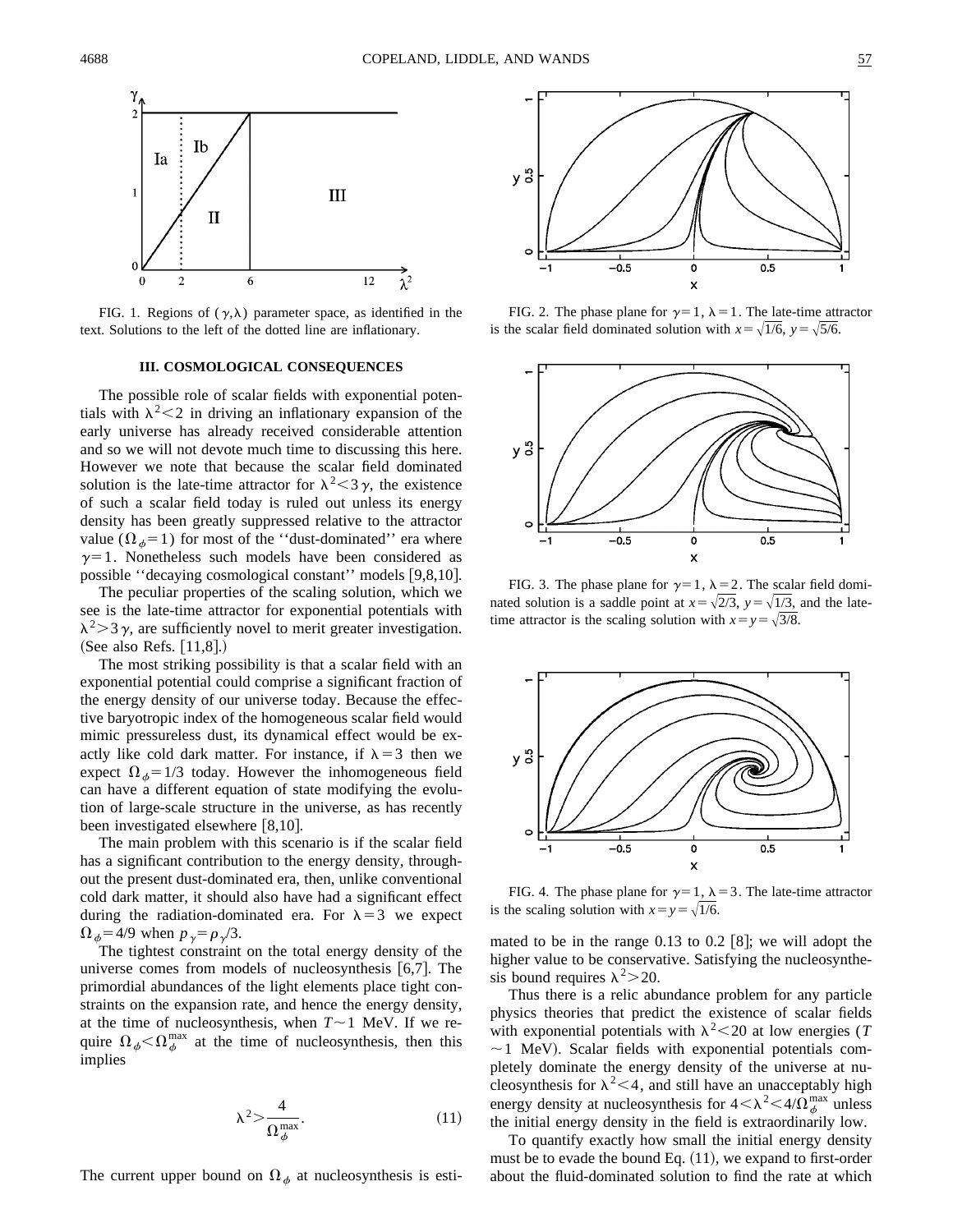FIG. 1. Regions of $(\gamma,\lambda)$ parameter space, as identified in the text. Solutions to the left of the dotted line are inflationary.

FIG. 2. The phase plane for $\gamma=1$, $\lambda=1$. The late-time attractor is the scalar field dominated solution with $x=\sqrt{1/6}$, $y=\sqrt{5/6}$.

FIG. 3. The phase plane for $\gamma=1$, $\lambda=2$. The scalar field dominated solution is a saddle point at $x=\sqrt{2/3}$, $y=\sqrt{1/3}$, and the late-time attractor is the scaling solution with $x=y=\sqrt{3/8}$.

FIG. 4. The phase plane for $\gamma=1$, $\lambda=3$. The late-time attractor is the scaling solution with $x=y=\sqrt{1/6}$.

## III. COSMOLOGICAL CONSEQUENCES

The possible role of scalar fields with exponential potentials with $\lambda^2<2$ in driving an inflationary expansion of the early universe has already received considerable attention and so we will not devote much time to discussing this here. However we note that because the scalar field dominated solution is the late-time attractor for $\lambda^2<3\gamma$, the existence of such a scalar field today is ruled out unless its energy density has been greatly suppressed relative to the attractor value ($\Omega_\phi=1$) for most of the ''dust-dominated'' era where $\gamma=1$. Nonetheless such models have been considered as possible ''decaying cosmological constant'' models [9,8,10].

The peculiar properties of the scaling solution, which we see is the late-time attractor for exponential potentials with $\lambda^2>3\gamma$, are sufficiently novel to merit greater investigation. (See also Refs. [11,8].)

The most striking possibility is that a scalar field with an exponential potential could comprise a significant fraction of the energy density of our universe today. Because the effective baryotropic index of the homogeneous scalar field would mimic pressureless dust, its dynamical effect would be exactly like cold dark matter. For instance, if $\lambda=3$ then we expect $\Omega_\phi=1/3$ today. However the inhomogeneous field can have a different equation of state modifying the evolution of large-scale structure in the universe, as has recently been investigated elsewhere [8,10].

The main problem with this scenario is if the scalar field has a significant contribution to the energy density, throughout the present dust-dominated era, then, unlike conventional cold dark matter, it should also have had a significant effect during the radiation-dominated era. For $\lambda=3$ we expect $\Omega_\phi=4/9$ when $p_\gamma=\rho_\gamma/3$.

The tightest constraint on the total energy density of the universe comes from models of nucleosynthesis [6,7]. The primordial abundances of the light elements place tight constraints on the expansion rate, and hence the energy density, at the time of nucleosynthesis, when $T\sim1$ MeV. If we require $\Omega_\phi<\Omega_\phi^{\max}$ at the time of nucleosynthesis, then this implies

$$\lambda^2>\frac{4}{\Omega_\phi^{\max}}. \tag{11}$$

The current upper bound on $\Omega_\phi$ at nucleosynthesis is estimated to be in the range 0.13 to 0.2 [8]; we will adopt the higher value to be conservative. Satisfying the nucleosynthesis bound requires $\lambda^2>20$.

Thus there is a relic abundance problem for any particle physics theories that predict the existence of scalar fields with exponential potentials with $\lambda^2<20$ at low energies ($T\sim1$ MeV). Scalar fields with exponential potentials completely dominate the energy density of the universe at nucleosynthesis for $\lambda^2<4$, and still have an unacceptably high energy density at nucleosynthesis for $4<\lambda^2<4/\Omega_\phi^{\max}$ unless the initial energy density in the field is extraordinarily low.

To quantify exactly how small the initial energy density must be to evade the bound Eq. (11), we expand to first-order about the fluid-dominated solution to find the rate at which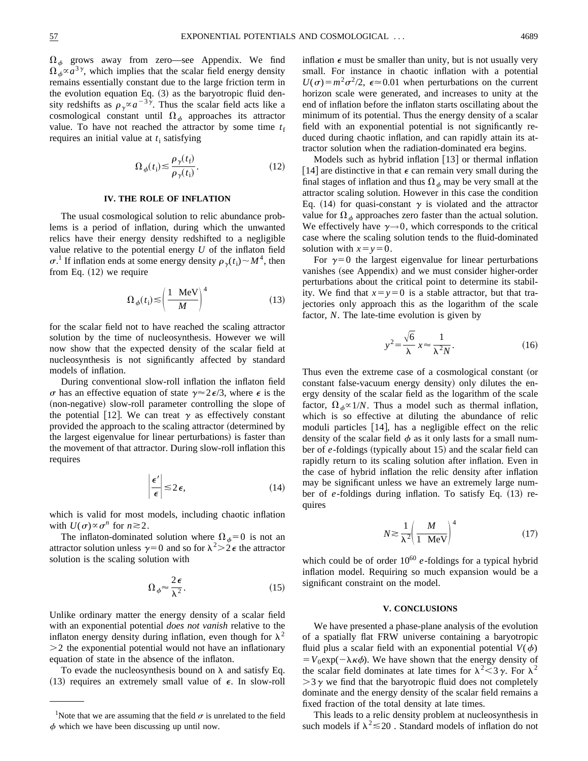$\Omega_\phi$ grows away from zero—see Appendix. We find $\Omega_\phi \propto a^{3\gamma}$, which implies that the scalar field energy density remains essentially constant due to the large friction term in the evolution equation Eq. (3) as the baryotropic fluid density redshifts as $\rho_\gamma \propto a^{-3\gamma}$. Thus the scalar field acts like a cosmological constant until $\Omega_\phi$ approaches its attractor value. To have not reached the attractor by some time $t_f$ requires an initial value at $t_i$ satisfying

$$\Omega_\phi(t_i) \lesssim \frac{\rho_\gamma(t_f)}{\rho_\gamma(t_i)}. \tag{12}$$

## IV. THE ROLE OF INFLATION

The usual cosmological solution to relic abundance problems is a period of inflation, during which the unwanted relics have their energy density redshifted to a negligible value relative to the potential energy $U$ of the inflaton field $\sigma$.[1] If inflation ends at some energy density $\rho_\gamma(t_i) \sim M^4$, then from Eq. (12) we require

$$\Omega_\phi(t_i) \lesssim \left(\frac{1 \text{ MeV}}{M}\right)^4 \tag{13}$$

for the scalar field not to have reached the scaling attractor solution by the time of nucleosynthesis. However we will now show that the expected density of the scalar field at nucleosynthesis is not significantly affected by standard models of inflation.

During conventional slow-roll inflation the inflaton field $\sigma$ has an effective equation of state $\gamma \approx 2\epsilon/3$, where $\epsilon$ is the (non-negative) slow-roll parameter controlling the slope of the potential [12]. We can treat $\gamma$ as effectively constant provided the approach to the scaling attractor (determined by the largest eigenvalue for linear perturbations) is faster than the movement of that attractor. During slow-roll inflation this requires

$$\left|\frac{\epsilon'}{\epsilon}\right| \lesssim 2\epsilon, \tag{14}$$

which is valid for most models, including chaotic inflation with $U(\sigma) \propto \sigma^n$ for $n \gtrsim 2$.

The inflaton-dominated solution where $\Omega_\phi = 0$ is not an attractor solution unless $\gamma = 0$ and so for $\lambda^2 > 2\epsilon$ the attractor solution is the scaling solution with

$$\Omega_\phi \approx \frac{2\epsilon}{\lambda^2}. \tag{15}$$

Unlike ordinary matter the energy density of a scalar field with an exponential potential *does not vanish* relative to the inflaton energy density during inflation, even though for $\lambda^2 > 2$ the exponential potential would not have an inflationary equation of state in the absence of the inflaton.

To evade the nucleosynthesis bound on $\lambda$ and satisfy Eq. (13) requires an extremely small value of $\epsilon$. In slow-roll inflation $\epsilon$ must be smaller than unity, but is not usually very small. For instance in chaotic inflation with a potential $U(\sigma) = m^2\sigma^2/2$, $\epsilon \simeq 0.01$ when perturbations on the current horizon scale were generated, and increases to unity at the end of inflation before the inflaton starts oscillating about the minimum of its potential. Thus the energy density of a scalar field with an exponential potential is not significantly reduced during chaotic inflation, and can rapidly attain its attractor solution when the radiation-dominated era begins.

Models such as hybrid inflation [13] or thermal inflation [14] are distinctive in that $\epsilon$ can remain very small during the final stages of inflation and thus $\Omega_\phi$ may be very small at the attractor scaling solution. However in this case the condition Eq. (14) for quasi-constant $\gamma$ is violated and the attractor value for $\Omega_\phi$ approaches zero faster than the actual solution. We effectively have $\gamma \to 0$, which corresponds to the critical case where the scaling solution tends to the fluid-dominated solution with $x = y = 0$.

For $\gamma = 0$ the largest eigenvalue for linear perturbations vanishes (see Appendix) and we must consider higher-order perturbations about the critical point to determine its stability. We find that $x = y = 0$ is a stable attractor, but that trajectories only approach this as the logarithm of the scale factor, $N$. The late-time evolution is given by

$$y^2 = \frac{\sqrt{6}}{\lambda} x \approx \frac{1}{\lambda^2 N}. \tag{16}$$

Thus even the extreme case of a cosmological constant (or constant false-vacuum energy density) only dilutes the energy density of the scalar field as the logarithm of the scale factor, $\Omega_\phi \propto 1/N$. Thus a model such as thermal inflation, which is so effective at diluting the abundance of relic moduli particles [14], has a negligible effect on the relic density of the scalar field $\phi$ as it only lasts for a small number of $e$-foldings (typically about 15) and the scalar field can rapidly return to its scaling solution after inflation. Even in the case of hybrid inflation the relic density after inflation may be significant unless we have an extremely large number of $e$-foldings during inflation. To satisfy Eq. (13) requires

$$N \gtrsim \frac{1}{\lambda^2}\left(\frac{M}{1 \text{ MeV}}\right)^4 \tag{17}$$

which could be of order $10^{60}$ $e$-foldings for a typical hybrid inflation model. Requiring so much expansion would be a significant constraint on the model.

## V. CONCLUSIONS

We have presented a phase-plane analysis of the evolution of a spatially flat FRW universe containing a baryotropic fluid plus a scalar field with an exponential potential $V(\phi) = V_0 \exp(-\lambda\kappa\phi)$. We have shown that the energy density of the scalar field dominates at late times for $\lambda^2 < 3\gamma$. For $\lambda^2 > 3\gamma$ we find that the baryotropic fluid does not completely dominate and the energy density of the scalar field remains a fixed fraction of the total density at late times.

This leads to a relic density problem at nucleosynthesis in such models if $\lambda^2 \lesssim 20$ . Standard models of inflation do not

---

[1] Note that we are assuming that the field $\sigma$ is unrelated to the field $\phi$ which we have been discussing up until now.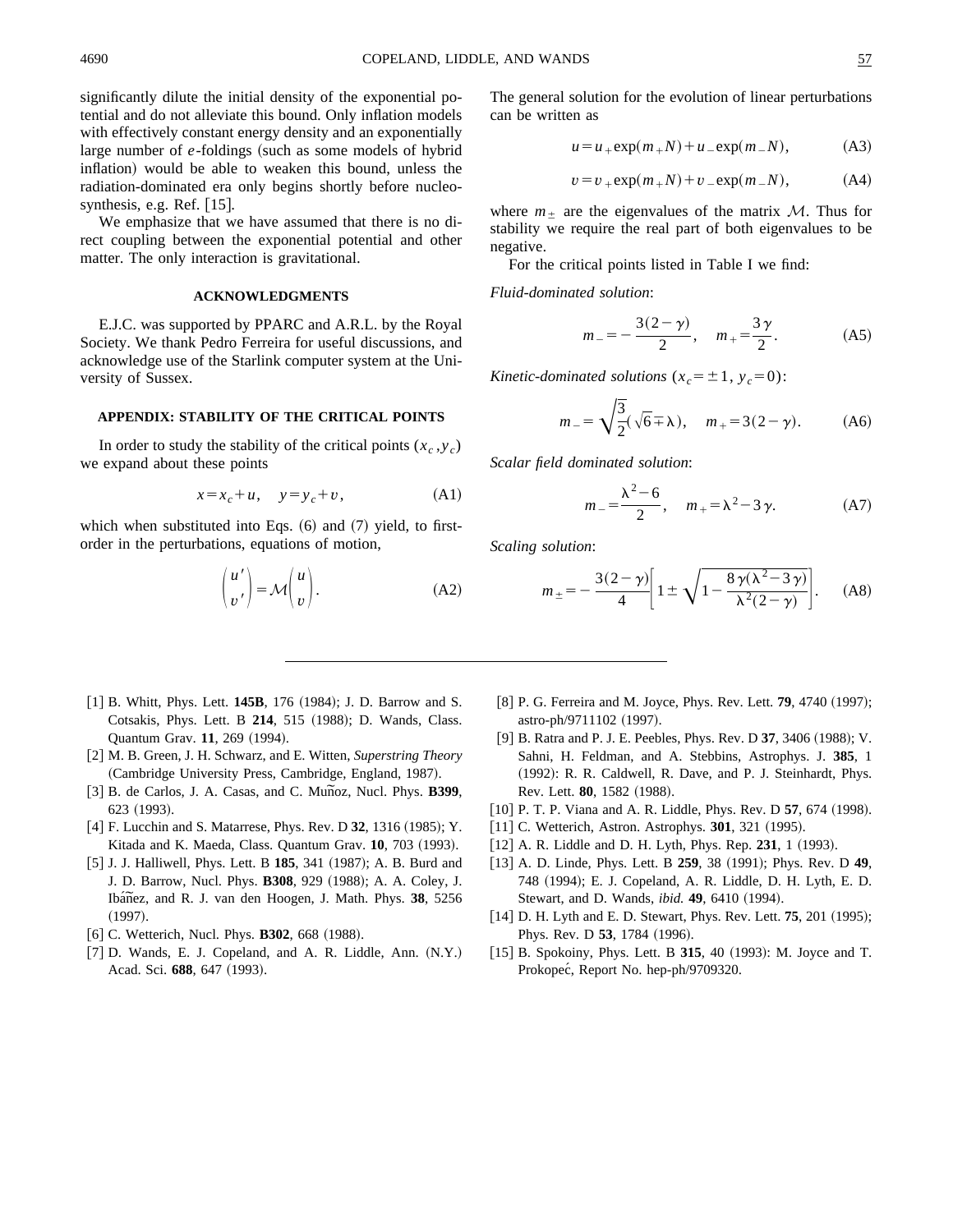significantly dilute the initial density of the exponential potential and do not alleviate this bound. Only inflation models with effectively constant energy density and an exponentially large number of $e$-foldings (such as some models of hybrid inflation) would be able to weaken this bound, unless the radiation-dominated era only begins shortly before nucleosynthesis, e.g. Ref. [15].

We emphasize that we have assumed that there is no direct coupling between the exponential potential and other matter. The only interaction is gravitational.

## ACKNOWLEDGMENTS

E.J.C. was supported by PPARC and A.R.L. by the Royal Society. We thank Pedro Ferreira for useful discussions, and acknowledge use of the Starlink computer system at the University of Sussex.

## APPENDIX: STABILITY OF THE CRITICAL POINTS

In order to study the stability of the critical points $(x_c, y_c)$ we expand about these points

$$x = x_c + u, \quad y = y_c + v, \tag{A1}$$

which when substituted into Eqs. (6) and (7) yield, to first-order in the perturbations, equations of motion,

$$\begin{pmatrix} u' \\ v' \end{pmatrix} = \mathcal{M} \begin{pmatrix} u \\ v \end{pmatrix}. \tag{A2}$$

The general solution for the evolution of linear perturbations can be written as

$$u = u_+ \exp(m_+ N) + u_- \exp(m_- N), \tag{A3}$$

$$v = v_+ \exp(m_+ N) + v_- \exp(m_- N), \tag{A4}$$

where $m_\pm$ are the eigenvalues of the matrix $\mathcal{M}$. Thus for stability we require the real part of both eigenvalues to be negative.

For the critical points listed in Table I we find:

*Fluid-dominated solution*:

$$m_- = -\frac{3(2-\gamma)}{2}, \quad m_+ = \frac{3\gamma}{2}. \tag{A5}$$

*Kinetic-dominated solutions* ($x_c = \pm 1$, $y_c = 0$):

$$m_- = \sqrt{\frac{3}{2}}(\sqrt{6} \mp \lambda), \quad m_+ = 3(2-\gamma). \tag{A6}$$

*Scalar field dominated solution*:

$$m_- = \frac{\lambda^2 - 6}{2}, \quad m_+ = \lambda^2 - 3\gamma. \tag{A7}$$

*Scaling solution*:

$$m_\pm = -\frac{3(2-\gamma)}{4}\left[1 \pm \sqrt{1 - \frac{8\gamma(\lambda^2 - 3\gamma)}{\lambda^2(2-\gamma)}}\right]. \tag{A8}$$

---

[1] B. Whitt, Phys. Lett. **145B**, 176 (1984); J. D. Barrow and S. Cotsakis, Phys. Lett. B **214**, 515 (1988); D. Wands, Class. Quantum Grav. **11**, 269 (1994).

[2] M. B. Green, J. H. Schwarz, and E. Witten, *Superstring Theory* (Cambridge University Press, Cambridge, England, 1987).

[3] B. de Carlos, J. A. Casas, and C. Muñoz, Nucl. Phys. **B399**, 623 (1993).

[4] F. Lucchin and S. Matarrese, Phys. Rev. D **32**, 1316 (1985); Y. Kitada and K. Maeda, Class. Quantum Grav. **10**, 703 (1993).

[5] J. J. Halliwell, Phys. Lett. B **185**, 341 (1987); A. B. Burd and J. D. Barrow, Nucl. Phys. **B308**, 929 (1988); A. A. Coley, J. Ibáñez, and R. J. van den Hoogen, J. Math. Phys. **38**, 5256 (1997).

[6] C. Wetterich, Nucl. Phys. **B302**, 668 (1988).

[7] D. Wands, E. J. Copeland, and A. R. Liddle, Ann. (N.Y.) Acad. Sci. **688**, 647 (1993).

[8] P. G. Ferreira and M. Joyce, Phys. Rev. Lett. **79**, 4740 (1997); astro-ph/9711102 (1997).

[9] B. Ratra and P. J. E. Peebles, Phys. Rev. D **37**, 3406 (1988); V. Sahni, H. Feldman, and A. Stebbins, Astrophys. J. **385**, 1 (1992): R. R. Caldwell, R. Dave, and P. J. Steinhardt, Phys. Rev. Lett. **80**, 1582 (1988).

[10] P. T. P. Viana and A. R. Liddle, Phys. Rev. D **57**, 674 (1998).

[11] C. Wetterich, Astron. Astrophys. **301**, 321 (1995).

[12] A. R. Liddle and D. H. Lyth, Phys. Rep. **231**, 1 (1993).

[13] A. D. Linde, Phys. Lett. B **259**, 38 (1991); Phys. Rev. D **49**, 748 (1994); E. J. Copeland, A. R. Liddle, D. H. Lyth, E. D. Stewart, and D. Wands, *ibid.* **49**, 6410 (1994).

[14] D. H. Lyth and E. D. Stewart, Phys. Rev. Lett. **75**, 201 (1995); Phys. Rev. D **53**, 1784 (1996).

[15] B. Spokoiny, Phys. Lett. B **315**, 40 (1993): M. Joyce and T. Prokopeć, Report No. hep-ph/9709320.